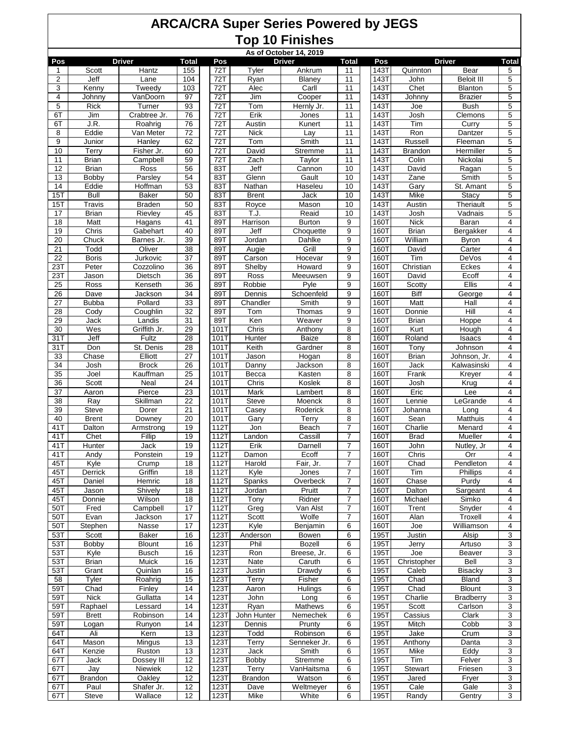# ARCA/CRA Super Series Powered by JEGS

## Top 10 Finishes

As of October 14, 2019

| Pos | Driver | | Total | Pos | Driver | | Total | Pos | Driver | | Total |
|---|---|---|---|---|---|---|---|---|---|---|---|
| 1 | Scott | Hantz | 155 | 72T | Tyler | Ankrum | 11 | 143T | Quinnton | Bear | 5 |
| 2 | Jeff | Lane | 104 | 72T | Ryan | Blaney | 11 | 143T | John | Beloit III | 5 |
| 3 | Kenny | Tweedy | 103 | 72T | Alec | Carll | 11 | 143T | Chet | Blanton | 5 |
| 4 | Johnny | VanDoorn | 97 | 72T | Jim | Cooper | 11 | 143T | Johnny | Brazier | 5 |
| 5 | Rick | Turner | 93 | 72T | Tom | Hernly Jr. | 11 | 143T | Joe | Bush | 5 |
| 6T | Jim | Crabtree Jr. | 76 | 72T | Erik | Jones | 11 | 143T | Josh | Clemons | 5 |
| 6T | J.R. | Roahrig | 76 | 72T | Austin | Kunert | 11 | 143T | Tim | Curry | 5 |
| 8 | Eddie | Van Meter | 72 | 72T | Nick | Lay | 11 | 143T | Ron | Dantzer | 5 |
| 9 | Junior | Hanley | 62 | 72T | Tom | Smith | 11 | 143T | Russell | Fleeman | 5 |
| 10 | Terry | Fisher Jr. | 60 | 72T | David | Stremme | 11 | 143T | Brandon | Hermiller | 5 |
| 11 | Brian | Campbell | 59 | 72T | Zach | Taylor | 11 | 143T | Colin | Nickolai | 5 |
| 12 | Brian | Ross | 56 | 83T | Jeff | Cannon | 10 | 143T | David | Ragan | 5 |
| 13 | Bobby | Parsley | 54 | 83T | Glenn | Gault | 10 | 143T | Zane | Smith | 5 |
| 14 | Eddie | Hoffman | 53 | 83T | Nathan | Haseleu | 10 | 143T | Gary | St. Amant | 5 |
| 15T | Bull | Baker | 50 | 83T | Brent | Jack | 10 | 143T | Mike | Stacy | 5 |
| 15T | Travis | Braden | 50 | 83T | Royce | Mason | 10 | 143T | Austin | Theriault | 5 |
| 17 | Brian | Rievley | 45 | 83T | T.J. | Reaid | 10 | 143T | Josh | Vadnais | 5 |
| 18 | Matt | Hagans | 41 | 89T | Harrison | Burton | 9 | 160T | Nick | Baran | 4 |
| 19 | Chris | Gabehart | 40 | 89T | Jeff | Choquette | 9 | 160T | Brian | Bergakker | 4 |
| 20 | Chuck | Barnes Jr. | 39 | 89T | Jordan | Dahlke | 9 | 160T | William | Byron | 4 |
| 21 | Todd | Oliver | 38 | 89T | Augie | Grill | 9 | 160T | David | Carter | 4 |
| 22 | Boris | Jurkovic | 37 | 89T | Carson | Hocevar | 9 | 160T | Tim | DeVos | 4 |
| 23T | Peter | Cozzolino | 36 | 89T | Shelby | Howard | 9 | 160T | Christian | Eckes | 4 |
| 23T | Jason | Dietsch | 36 | 89T | Ross | Meeuwsen | 9 | 160T | David | Ecoff | 4 |
| 25 | Ross | Kenseth | 36 | 89T | Robbie | Pyle | 9 | 160T | Scotty | Ellis | 4 |
| 26 | Dave | Jackson | 34 | 89T | Dennis | Schoenfeld | 9 | 160T | Biff | George | 4 |
| 27 | Bubba | Pollard | 33 | 89T | Chandler | Smith | 9 | 160T | Matt | Hall | 4 |
| 28 | Cody | Coughlin | 32 | 89T | Tom | Thomas | 9 | 160T | Donnie | Hill | 4 |
| 29 | Jack | Landis | 31 | 89T | Ken | Weaver | 9 | 160T | Brian | Hoppe | 4 |
| 30 | Wes | Griffith Jr. | 29 | 101T | Chris | Anthony | 8 | 160T | Kurt | Hough | 4 |
| 31T | Jeff | Fultz | 28 | 101T | Hunter | Baize | 8 | 160T | Roland | Isaacs | 4 |
| 31T | Don | St. Denis | 28 | 101T | Keith | Gardner | 8 | 160T | Tony | Johnson | 4 |
| 33 | Chase | Elliott | 27 | 101T | Jason | Hogan | 8 | 160T | Brian | Johnson, Jr. | 4 |
| 34 | Josh | Brock | 26 | 101T | Danny | Jackson | 8 | 160T | Jack | Kalwasinski | 4 |
| 35 | Joel | Kauffman | 25 | 101T | Becca | Kasten | 8 | 160T | Frank | Kreyer | 4 |
| 36 | Scott | Neal | 24 | 101T | Chris | Koslek | 8 | 160T | Josh | Krug | 4 |
| 37 | Aaron | Pierce | 23 | 101T | Mark | Lambert | 8 | 160T | Eric | Lee | 4 |
| 38 | Ray | Skillman | 22 | 101T | Steve | Moenck | 8 | 160T | Lennie | LeGrande | 4 |
| 39 | Steve | Dorer | 21 | 101T | Casey | Roderick | 8 | 160T | Johanna | Long | 4 |
| 40 | Brent | Downey | 20 | 101T | Gary | Terry | 8 | 160T | Sean | Matthuis | 4 |
| 41T | Dalton | Armstrong | 19 | 112T | Jon | Beach | 7 | 160T | Charlie | Menard | 4 |
| 41T | Chet | Fillip | 19 | 112T | Landon | Cassill | 7 | 160T | Brad | Mueller | 4 |
| 41T | Hunter | Jack | 19 | 112T | Erik | Darnell | 7 | 160T | John | Nutley, Jr | 4 |
| 41T | Andy | Ponstein | 19 | 112T | Damon | Ecoff | 7 | 160T | Chris | Orr | 4 |
| 45T | Kyle | Crump | 18 | 112T | Harold | Fair, Jr. | 7 | 160T | Chad | Pendleton | 4 |
| 45T | Derrick | Griffin | 18 | 112T | Kyle | Jones | 7 | 160T | Tim | Phillips | 4 |
| 45T | Daniel | Hemric | 18 | 112T | Spanks | Overbeck | 7 | 160T | Chase | Purdy | 4 |
| 45T | Jason | Shively | 18 | 112T | Jordan | Pruitt | 7 | 160T | Dalton | Sargeant | 4 |
| 45T | Donnie | Wilson | 18 | 112T | Tony | Ridner | 7 | 160T | Michael | Simko | 4 |
| 50T | Fred | Campbell | 17 | 112T | Greg | Van Alst | 7 | 160T | Trent | Snyder | 4 |
| 50T | Evan | Jackson | 17 | 112T | Scott | Wolfe | 7 | 160T | Alan | Troxell | 4 |
| 50T | Stephen | Nasse | 17 | 123T | Kyle | Benjamin | 6 | 160T | Joe | Williamson | 4 |
| 53T | Scott | Baker | 16 | 123T | Anderson | Bowen | 6 | 195T | Justin | Alsip | 3 |
| 53T | Bobby | Blount | 16 | 123T | Phil | Bozell | 6 | 195T | Jerry | Artuso | 3 |
| 53T | Kyle | Busch | 16 | 123T | Ron | Breese, Jr. | 6 | 195T | Joe | Beaver | 3 |
| 53T | Brian | Muick | 16 | 123T | Nate | Caruth | 6 | 195T | Christopher | Bell | 3 |
| 53T | Grant | Quinlan | 16 | 123T | Justin | Drawdy | 6 | 195T | Caleb | Bisacky | 3 |
| 58 | Tyler | Roahrig | 15 | 123T | Terry | Fisher | 6 | 195T | Chad | Bland | 3 |
| 59T | Chad | Finley | 14 | 123T | Aaron | Hulings | 6 | 195T | Chad | Blount | 3 |
| 59T | Nick | Gullatta | 14 | 123T | John | Long | 6 | 195T | Charlie | Bradberry | 3 |
| 59T | Raphael | Lessard | 14 | 123T | Ryan | Mathews | 6 | 195T | Scott | Carlson | 3 |
| 59T | Brett | Robinson | 14 | 123T | John Hunter | Nemechek | 6 | 195T | Cassius | Clark | 3 |
| 59T | Logan | Runyon | 14 | 123T | Dennis | Prunty | 6 | 195T | Mitch | Cobb | 3 |
| 64T | Ali | Kern | 13 | 123T | Todd | Robinson | 6 | 195T | Jake | Crum | 3 |
| 64T | Mason | Mingus | 13 | 123T | Terry | Senneker Jr. | 6 | 195T | Anthony | Danta | 3 |
| 64T | Kenzie | Ruston | 13 | 123T | Jack | Smith | 6 | 195T | Mike | Eddy | 3 |
| 67T | Jack | Dossey III | 12 | 123T | Bobby | Stremme | 6 | 195T | Tim | Felver | 3 |
| 67T | Jay | Niewiek | 12 | 123T | Terry | VanHaitsma | 6 | 195T | Stewart | Friesen | 3 |
| 67T | Brandon | Oakley | 12 | 123T | Brandon | Watson | 6 | 195T | Jared | Fryer | 3 |
| 67T | Paul | Shafer Jr. | 12 | 123T | Dave | Weltmeyer | 6 | 195T | Cale | Gale | 3 |
| 67T | Steve | Wallace | 12 | 123T | Mike | White | 6 | 195T | Randy | Gentry | 3 |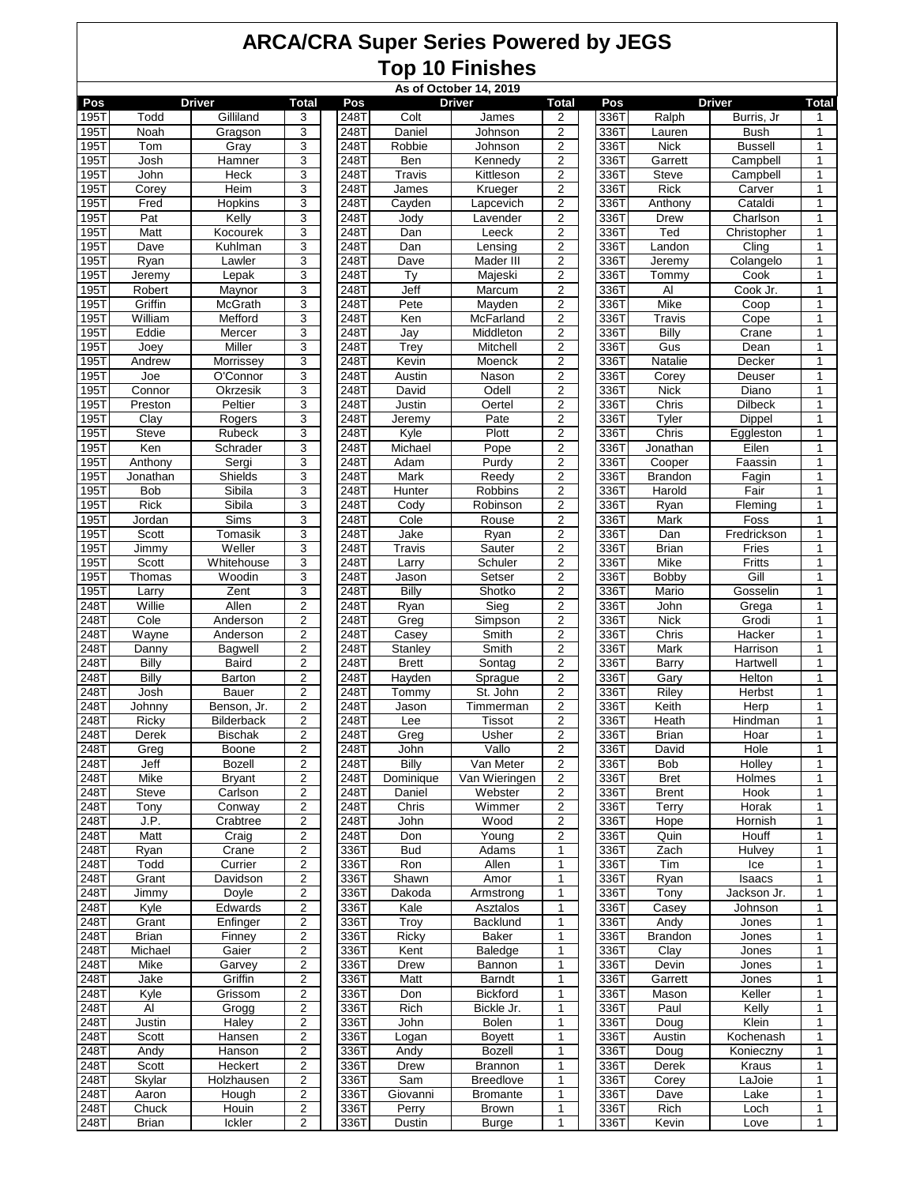# ARCA/CRA Super Series Powered by JEGS

## Top 10 Finishes

As of October 14, 2019

| Pos | Driver | | Total | Pos | Driver | | Total | Pos | Driver | | Total |
|---|---|---|---|---|---|---|---|---|---|---|---|
| 195T | Todd | Gilliland | 3 | 248T | Colt | James | 2 | 336T | Ralph | Burris, Jr | 1 |
| 195T | Noah | Gragson | 3 | 248T | Daniel | Johnson | 2 | 336T | Lauren | Bush | 1 |
| 195T | Tom | Gray | 3 | 248T | Robbie | Johnson | 2 | 336T | Nick | Bussell | 1 |
| 195T | Josh | Hamner | 3 | 248T | Ben | Kennedy | 2 | 336T | Garrett | Campbell | 1 |
| 195T | John | Heck | 3 | 248T | Travis | Kittleson | 2 | 336T | Steve | Campbell | 1 |
| 195T | Corey | Heim | 3 | 248T | James | Krueger | 2 | 336T | Rick | Carver | 1 |
| 195T | Fred | Hopkins | 3 | 248T | Cayden | Lapcevich | 2 | 336T | Anthony | Cataldi | 1 |
| 195T | Pat | Kelly | 3 | 248T | Jody | Lavender | 2 | 336T | Drew | Charlson | 1 |
| 195T | Matt | Kocourek | 3 | 248T | Dan | Leeck | 2 | 336T | Ted | Christopher | 1 |
| 195T | Dave | Kuhlman | 3 | 248T | Dan | Lensing | 2 | 336T | Landon | Cling | 1 |
| 195T | Ryan | Lawler | 3 | 248T | Dave | Mader III | 2 | 336T | Jeremy | Colangelo | 1 |
| 195T | Jeremy | Lepak | 3 | 248T | Ty | Majeski | 2 | 336T | Tommy | Cook | 1 |
| 195T | Robert | Maynor | 3 | 248T | Jeff | Marcum | 2 | 336T | Al | Cook Jr. | 1 |
| 195T | Griffin | McGrath | 3 | 248T | Pete | Mayden | 2 | 336T | Mike | Coop | 1 |
| 195T | William | Mefford | 3 | 248T | Ken | McFarland | 2 | 336T | Travis | Cope | 1 |
| 195T | Eddie | Mercer | 3 | 248T | Jay | Middleton | 2 | 336T | Billy | Crane | 1 |
| 195T | Joey | Miller | 3 | 248T | Trey | Mitchell | 2 | 336T | Gus | Dean | 1 |
| 195T | Andrew | Morrissey | 3 | 248T | Kevin | Moenck | 2 | 336T | Natalie | Decker | 1 |
| 195T | Joe | O'Connor | 3 | 248T | Austin | Nason | 2 | 336T | Corey | Deuser | 1 |
| 195T | Connor | Okrzesik | 3 | 248T | David | Odell | 2 | 336T | Nick | Diano | 1 |
| 195T | Preston | Peltier | 3 | 248T | Justin | Oertel | 2 | 336T | Chris | Dilbeck | 1 |
| 195T | Clay | Rogers | 3 | 248T | Jeremy | Pate | 2 | 336T | Tyler | Dippel | 1 |
| 195T | Steve | Rubeck | 3 | 248T | Kyle | Plott | 2 | 336T | Chris | Eggleston | 1 |
| 195T | Ken | Schrader | 3 | 248T | Michael | Pope | 2 | 336T | Jonathan | Eilen | 1 |
| 195T | Anthony | Sergi | 3 | 248T | Adam | Purdy | 2 | 336T | Cooper | Faassin | 1 |
| 195T | Jonathan | Shields | 3 | 248T | Mark | Reedy | 2 | 336T | Brandon | Fagin | 1 |
| 195T | Bob | Sibila | 3 | 248T | Hunter | Robbins | 2 | 336T | Harold | Fair | 1 |
| 195T | Rick | Sibila | 3 | 248T | Cody | Robinson | 2 | 336T | Ryan | Fleming | 1 |
| 195T | Jordan | Sims | 3 | 248T | Cole | Rouse | 2 | 336T | Mark | Foss | 1 |
| 195T | Scott | Tomasik | 3 | 248T | Jake | Ryan | 2 | 336T | Dan | Fredrickson | 1 |
| 195T | Jimmy | Weller | 3 | 248T | Travis | Sauter | 2 | 336T | Brian | Fries | 1 |
| 195T | Scott | Whitehouse | 3 | 248T | Larry | Schuler | 2 | 336T | Mike | Fritts | 1 |
| 195T | Thomas | Woodin | 3 | 248T | Jason | Setser | 2 | 336T | Bobby | Gill | 1 |
| 195T | Larry | Zent | 3 | 248T | Billy | Shotko | 2 | 336T | Mario | Gosselin | 1 |
| 248T | Willie | Allen | 2 | 248T | Ryan | Sieg | 2 | 336T | John | Grega | 1 |
| 248T | Cole | Anderson | 2 | 248T | Greg | Simpson | 2 | 336T | Nick | Grodi | 1 |
| 248T | Wayne | Anderson | 2 | 248T | Casey | Smith | 2 | 336T | Chris | Hacker | 1 |
| 248T | Danny | Bagwell | 2 | 248T | Stanley | Smith | 2 | 336T | Mark | Harrison | 1 |
| 248T | Billy | Baird | 2 | 248T | Brett | Sontag | 2 | 336T | Barry | Hartwell | 1 |
| 248T | Billy | Barton | 2 | 248T | Hayden | Sprague | 2 | 336T | Gary | Helton | 1 |
| 248T | Josh | Bauer | 2 | 248T | Tommy | St. John | 2 | 336T | Riley | Herbst | 1 |
| 248T | Johnny | Benson, Jr. | 2 | 248T | Jason | Timmerman | 2 | 336T | Keith | Herp | 1 |
| 248T | Ricky | Bilderback | 2 | 248T | Lee | Tissot | 2 | 336T | Heath | Hindman | 1 |
| 248T | Derek | Bischak | 2 | 248T | Greg | Usher | 2 | 336T | Brian | Hoar | 1 |
| 248T | Greg | Boone | 2 | 248T | John | Vallo | 2 | 336T | David | Hole | 1 |
| 248T | Jeff | Bozell | 2 | 248T | Billy | Van Meter | 2 | 336T | Bob | Holley | 1 |
| 248T | Mike | Bryant | 2 | 248T | Dominique | Van Wieringen | 2 | 336T | Bret | Holmes | 1 |
| 248T | Steve | Carlson | 2 | 248T | Daniel | Webster | 2 | 336T | Brent | Hook | 1 |
| 248T | Tony | Conway | 2 | 248T | Chris | Wimmer | 2 | 336T | Terry | Horak | 1 |
| 248T | J.P. | Crabtree | 2 | 248T | John | Wood | 2 | 336T | Hope | Hornish | 1 |
| 248T | Matt | Craig | 2 | 248T | Don | Young | 2 | 336T | Quin | Houff | 1 |
| 248T | Ryan | Crane | 2 | 336T | Bud | Adams | 1 | 336T | Zach | Hulvey | 1 |
| 248T | Todd | Currier | 2 | 336T | Ron | Allen | 1 | 336T | Tim | Ice | 1 |
| 248T | Grant | Davidson | 2 | 336T | Shawn | Amor | 1 | 336T | Ryan | Isaacs | 1 |
| 248T | Jimmy | Doyle | 2 | 336T | Dakoda | Armstrong | 1 | 336T | Tony | Jackson Jr. | 1 |
| 248T | Kyle | Edwards | 2 | 336T | Kale | Asztalos | 1 | 336T | Casey | Johnson | 1 |
| 248T | Grant | Enfinger | 2 | 336T | Troy | Backlund | 1 | 336T | Andy | Jones | 1 |
| 248T | Brian | Finney | 2 | 336T | Ricky | Baker | 1 | 336T | Brandon | Jones | 1 |
| 248T | Michael | Gaier | 2 | 336T | Kent | Baledge | 1 | 336T | Clay | Jones | 1 |
| 248T | Mike | Garvey | 2 | 336T | Drew | Bannon | 1 | 336T | Devin | Jones | 1 |
| 248T | Jake | Griffin | 2 | 336T | Matt | Barndt | 1 | 336T | Garrett | Jones | 1 |
| 248T | Kyle | Grissom | 2 | 336T | Don | Bickford | 1 | 336T | Mason | Keller | 1 |
| 248T | Al | Grogg | 2 | 336T | Rich | Bickle Jr. | 1 | 336T | Paul | Kelly | 1 |
| 248T | Justin | Haley | 2 | 336T | John | Bolen | 1 | 336T | Doug | Klein | 1 |
| 248T | Scott | Hansen | 2 | 336T | Logan | Boyett | 1 | 336T | Austin | Kochenash | 1 |
| 248T | Andy | Hanson | 2 | 336T | Andy | Bozell | 1 | 336T | Doug | Konieczny | 1 |
| 248T | Scott | Heckert | 2 | 336T | Drew | Brannon | 1 | 336T | Derek | Kraus | 1 |
| 248T | Skylar | Holzhausen | 2 | 336T | Sam | Breedlove | 1 | 336T | Corey | LaJoie | 1 |
| 248T | Aaron | Hough | 2 | 336T | Giovanni | Bromante | 1 | 336T | Dave | Lake | 1 |
| 248T | Chuck | Houin | 2 | 336T | Perry | Brown | 1 | 336T | Rich | Loch | 1 |
| 248T | Brian | Ickler | 2 | 336T | Dustin | Burge | 1 | 336T | Kevin | Love | 1 |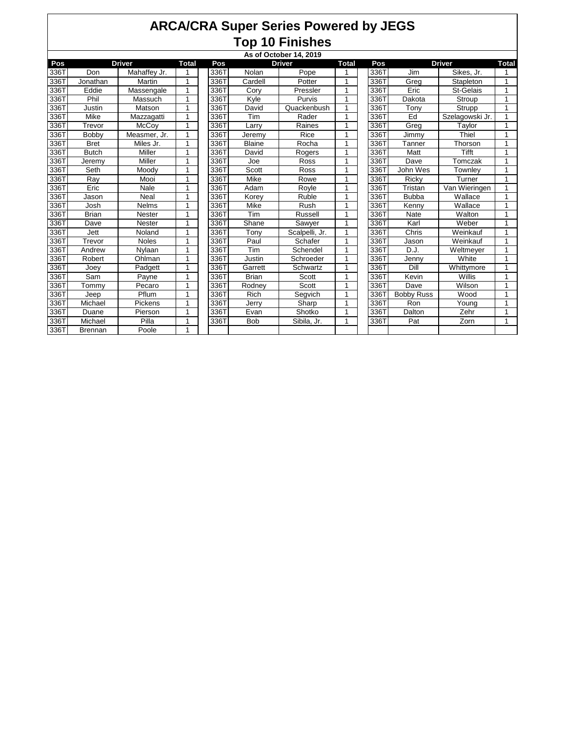# ARCA/CRA Super Series Powered by JEGS
## Top 10 Finishes

As of October 14, 2019

| Pos | Driver | | Total | | Pos | Driver | | Total | | Pos | Driver | | Total |
|---|---|---|---|---|---|---|---|---|---|---|---|---|---|
| 336T | Don | Mahaffey Jr. | 1 | | 336T | Nolan | Pope | 1 | | 336T | Jim | Sikes, Jr. | 1 |
| 336T | Jonathan | Martin | 1 | | 336T | Cardell | Potter | 1 | | 336T | Greg | Stapleton | 1 |
| 336T | Eddie | Massengale | 1 | | 336T | Cory | Pressler | 1 | | 336T | Eric | St-Gelais | 1 |
| 336T | Phil | Massuch | 1 | | 336T | Kyle | Purvis | 1 | | 336T | Dakota | Stroup | 1 |
| 336T | Justin | Matson | 1 | | 336T | David | Quackenbush | 1 | | 336T | Tony | Strupp | 1 |
| 336T | Mike | Mazzagatti | 1 | | 336T | Tim | Rader | 1 | | 336T | Ed | Szelagowski Jr. | 1 |
| 336T | Trevor | McCoy | 1 | | 336T | Larry | Raines | 1 | | 336T | Greg | Taylor | 1 |
| 336T | Bobby | Measmer, Jr. | 1 | | 336T | Jeremy | Rice | 1 | | 336T | Jimmy | Thiel | 1 |
| 336T | Bret | Miles Jr. | 1 | | 336T | Blaine | Rocha | 1 | | 336T | Tanner | Thorson | 1 |
| 336T | Butch | Miller | 1 | | 336T | David | Rogers | 1 | | 336T | Matt | Tifft | 1 |
| 336T | Jeremy | Miller | 1 | | 336T | Joe | Ross | 1 | | 336T | Dave | Tomczak | 1 |
| 336T | Seth | Moody | 1 | | 336T | Scott | Ross | 1 | | 336T | John Wes | Townley | 1 |
| 336T | Ray | Mooi | 1 | | 336T | Mike | Rowe | 1 | | 336T | Ricky | Turner | 1 |
| 336T | Eric | Nale | 1 | | 336T | Adam | Royle | 1 | | 336T | Tristan | Van Wieringen | 1 |
| 336T | Jason | Neal | 1 | | 336T | Korey | Ruble | 1 | | 336T | Bubba | Wallace | 1 |
| 336T | Josh | Nelms | 1 | | 336T | Mike | Rush | 1 | | 336T | Kenny | Wallace | 1 |
| 336T | Brian | Nester | 1 | | 336T | Tim | Russell | 1 | | 336T | Nate | Walton | 1 |
| 336T | Dave | Nester | 1 | | 336T | Shane | Sawyer | 1 | | 336T | Karl | Weber | 1 |
| 336T | Jett | Noland | 1 | | 336T | Tony | Scalpelli, Jr. | 1 | | 336T | Chris | Weinkauf | 1 |
| 336T | Trevor | Noles | 1 | | 336T | Paul | Schafer | 1 | | 336T | Jason | Weinkauf | 1 |
| 336T | Andrew | Nylaan | 1 | | 336T | Tim | Schendel | 1 | | 336T | D.J. | Weltmeyer | 1 |
| 336T | Robert | Ohlman | 1 | | 336T | Justin | Schroeder | 1 | | 336T | Jenny | White | 1 |
| 336T | Joey | Padgett | 1 | | 336T | Garrett | Schwartz | 1 | | 336T | Dill | Whittymore | 1 |
| 336T | Sam | Payne | 1 | | 336T | Brian | Scott | 1 | | 336T | Kevin | Willis | 1 |
| 336T | Tommy | Pecaro | 1 | | 336T | Rodney | Scott | 1 | | 336T | Dave | Wilson | 1 |
| 336T | Jeep | Pflum | 1 | | 336T | Rich | Segvich | 1 | | 336T | Bobby Russ | Wood | 1 |
| 336T | Michael | Pickens | 1 | | 336T | Jerry | Sharp | 1 | | 336T | Ron | Young | 1 |
| 336T | Duane | Pierson | 1 | | 336T | Evan | Shotko | 1 | | 336T | Dalton | Zehr | 1 |
| 336T | Michael | Pilla | 1 | | 336T | Bob | Sibila, Jr. | 1 | | 336T | Pat | Zorn | 1 |
| 336T | Brennan | Poole | 1 | | | | | | | | | | |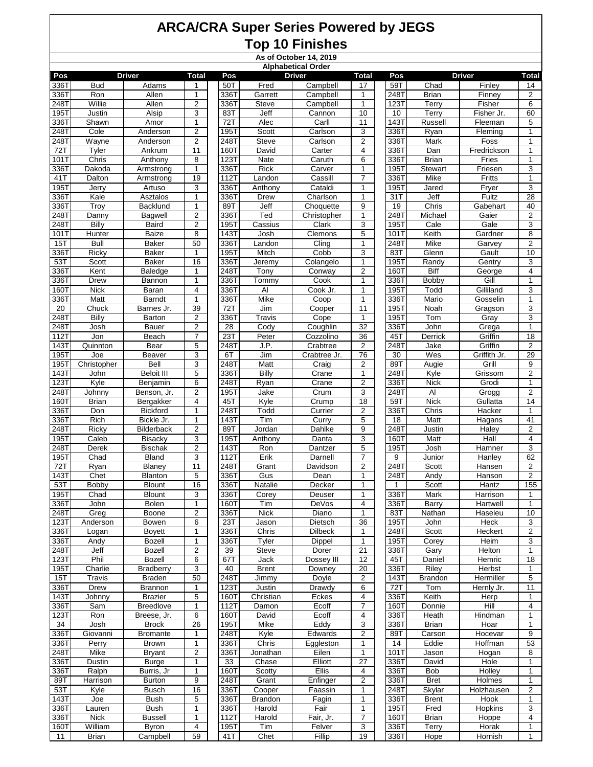# ARCA/CRA Super Series Powered by JEGS

## Top 10 Finishes

**As of October 14, 2019**

**Alphabetical Order**

| Pos | Driver | | Total | | Pos | Driver | | Total | | Pos | Driver | | Total |
|---|---|---|---|---|---|---|---|---|---|---|---|---|---|
| 336T | Bud | Adams | 1 | | 50T | Fred | Campbell | 17 | | 59T | Chad | Finley | 14 |
| 336T | Ron | Allen | 1 | | 336T | Garrett | Campbell | 1 | | 248T | Brian | Finney | 2 |
| 248T | Willie | Allen | 2 | | 336T | Steve | Campbell | 1 | | 123T | Terry | Fisher | 6 |
| 195T | Justin | Alsip | 3 | | 83T | Jeff | Cannon | 10 | | 10 | Terry | Fisher Jr. | 60 |
| 336T | Shawn | Amor | 1 | | 72T | Alec | Carll | 11 | | 143T | Russell | Fleeman | 5 |
| 248T | Cole | Anderson | 2 | | 195T | Scott | Carlson | 3 | | 336T | Ryan | Fleming | 1 |
| 248T | Wayne | Anderson | 2 | | 248T | Steve | Carlson | 2 | | 336T | Mark | Foss | 1 |
| 72T | Tyler | Ankrum | 11 | | 160T | David | Carter | 4 | | 336T | Dan | Fredrickson | 1 |
| 101T | Chris | Anthony | 8 | | 123T | Nate | Caruth | 6 | | 336T | Brian | Fries | 1 |
| 336T | Dakoda | Armstrong | 1 | | 336T | Rick | Carver | 1 | | 195T | Stewart | Friesen | 3 |
| 41T | Dalton | Armstrong | 19 | | 112T | Landon | Cassill | 7 | | 336T | Mike | Fritts | 1 |
| 195T | Jerry | Artuso | 3 | | 336T | Anthony | Cataldi | 1 | | 195T | Jared | Fryer | 3 |
| 336T | Kale | Asztalos | 1 | | 336T | Drew | Charlson | 1 | | 31T | Jeff | Fultz | 28 |
| 336T | Troy | Backlund | 1 | | 89T | Jeff | Choquette | 9 | | 19 | Chris | Gabehart | 40 |
| 248T | Danny | Bagwell | 2 | | 336T | Ted | Christopher | 1 | | 248T | Michael | Gaier | 2 |
| 248T | Billy | Baird | 2 | | 195T | Cassius | Clark | 3 | | 195T | Cale | Gale | 3 |
| 101T | Hunter | Baize | 8 | | 143T | Josh | Clemons | 5 | | 101T | Keith | Gardner | 8 |
| 15T | Bull | Baker | 50 | | 336T | Landon | Cling | 1 | | 248T | Mike | Garvey | 2 |
| 336T | Ricky | Baker | 1 | | 195T | Mitch | Cobb | 3 | | 83T | Glenn | Gault | 10 |
| 53T | Scott | Baker | 16 | | 336T | Jeremy | Colangelo | 1 | | 195T | Randy | Gentry | 3 |
| 336T | Kent | Baledge | 1 | | 248T | Tony | Conway | 2 | | 160T | Biff | George | 4 |
| 336T | Drew | Bannon | 1 | | 336T | Tommy | Cook | 1 | | 336T | Bobby | Gill | 1 |
| 160T | Nick | Baran | 4 | | 336T | Al | Cook Jr. | 1 | | 195T | Todd | Gilliland | 3 |
| 336T | Matt | Barndt | 1 | | 336T | Mike | Coop | 1 | | 336T | Mario | Gosselin | 1 |
| 20 | Chuck | Barnes Jr. | 39 | | 72T | Jim | Cooper | 11 | | 195T | Noah | Gragson | 3 |
| 248T | Billy | Barton | 2 | | 336T | Travis | Cope | 1 | | 195T | Tom | Gray | 3 |
| 248T | Josh | Bauer | 2 | | 28 | Cody | Coughlin | 32 | | 336T | John | Grega | 1 |
| 112T | Jon | Beach | 7 | | 23T | Peter | Cozzolino | 36 | | 45T | Derrick | Griffin | 18 |
| 143T | Quinnton | Bear | 5 | | 248T | J.P. | Crabtree | 2 | | 248T | Jake | Griffin | 2 |
| 195T | Joe | Beaver | 3 | | 6T | Jim | Crabtree Jr. | 76 | | 30 | Wes | Griffith Jr. | 29 |
| 195T | Christopher | Bell | 3 | | 248T | Matt | Craig | 2 | | 89T | Augie | Grill | 9 |
| 143T | John | Beloit III | 5 | | 336T | Billy | Crane | 1 | | 248T | Kyle | Grissom | 2 |
| 123T | Kyle | Benjamin | 6 | | 248T | Ryan | Crane | 2 | | 336T | Nick | Grodi | 1 |
| 248T | Johnny | Benson, Jr. | 2 | | 195T | Jake | Crum | 3 | | 248T | Al | Grogg | 2 |
| 160T | Brian | Bergakker | 4 | | 45T | Kyle | Crump | 18 | | 59T | Nick | Gullatta | 14 |
| 336T | Don | Bickford | 1 | | 248T | Todd | Currier | 2 | | 336T | Chris | Hacker | 1 |
| 336T | Rich | Bickle Jr. | 1 | | 143T | Tim | Curry | 5 | | 18 | Matt | Hagans | 41 |
| 248T | Ricky | Bilderback | 2 | | 89T | Jordan | Dahlke | 9 | | 248T | Justin | Haley | 2 |
| 195T | Caleb | Bisacky | 3 | | 195T | Anthony | Danta | 3 | | 160T | Matt | Hall | 4 |
| 248T | Derek | Bischak | 2 | | 143T | Ron | Dantzer | 5 | | 195T | Josh | Hamner | 3 |
| 195T | Chad | Bland | 3 | | 112T | Erik | Darnell | 7 | | 9 | Junior | Hanley | 62 |
| 72T | Ryan | Blaney | 11 | | 248T | Grant | Davidson | 2 | | 248T | Scott | Hansen | 2 |
| 143T | Chet | Blanton | 5 | | 336T | Gus | Dean | 1 | | 248T | Andy | Hanson | 2 |
| 53T | Bobby | Blount | 16 | | 336T | Natalie | Decker | 1 | | 1 | Scott | Hantz | 155 |
| 195T | Chad | Blount | 3 | | 336T | Corey | Deuser | 1 | | 336T | Mark | Harrison | 1 |
| 336T | John | Bolen | 1 | | 160T | Tim | DeVos | 4 | | 336T | Barry | Hartwell | 1 |
| 248T | Greg | Boone | 2 | | 336T | Nick | Diano | 1 | | 83T | Nathan | Haseleu | 10 |
| 123T | Anderson | Bowen | 6 | | 23T | Jason | Dietsch | 36 | | 195T | John | Heck | 3 |
| 336T | Logan | Boyett | 1 | | 336T | Chris | Dilbeck | 1 | | 248T | Scott | Heckert | 2 |
| 336T | Andy | Bozell | 1 | | 336T | Tyler | Dippel | 1 | | 195T | Corey | Heim | 3 |
| 248T | Jeff | Bozell | 2 | | 39 | Steve | Dorer | 21 | | 336T | Gary | Helton | 1 |
| 123T | Phil | Bozell | 6 | | 67T | Jack | Dossey III | 12 | | 45T | Daniel | Hemric | 18 |
| 195T | Charlie | Bradberry | 3 | | 40 | Brent | Downey | 20 | | 336T | Riley | Herbst | 1 |
| 15T | Travis | Braden | 50 | | 248T | Jimmy | Doyle | 2 | | 143T | Brandon | Hermiller | 5 |
| 336T | Drew | Brannon | 1 | | 123T | Justin | Drawdy | 6 | | 72T | Tom | Hernly Jr. | 11 |
| 143T | Johnny | Brazier | 5 | | 160T | Christian | Eckes | 4 | | 336T | Keith | Herp | 1 |
| 336T | Sam | Breedlove | 1 | | 112T | Damon | Ecoff | 7 | | 160T | Donnie | Hill | 4 |
| 123T | Ron | Breese, Jr. | 6 | | 160T | David | Ecoff | 4 | | 336T | Heath | Hindman | 1 |
| 34 | Josh | Brock | 26 | | 195T | Mike | Eddy | 3 | | 336T | Brian | Hoar | 1 |
| 336T | Giovanni | Bromante | 1 | | 248T | Kyle | Edwards | 2 | | 89T | Carson | Hocevar | 9 |
| 336T | Perry | Brown | 1 | | 336T | Chris | Eggleston | 1 | | 14 | Eddie | Hoffman | 53 |
| 248T | Mike | Bryant | 2 | | 336T | Jonathan | Eilen | 1 | | 101T | Jason | Hogan | 8 |
| 336T | Dustin | Burge | 1 | | 33 | Chase | Elliott | 27 | | 336T | David | Hole | 1 |
| 336T | Ralph | Burris, Jr | 1 | | 160T | Scotty | Ellis | 4 | | 336T | Bob | Holley | 1 |
| 89T | Harrison | Burton | 9 | | 248T | Grant | Enfinger | 2 | | 336T | Bret | Holmes | 1 |
| 53T | Kyle | Busch | 16 | | 336T | Cooper | Faassin | 1 | | 248T | Skylar | Holzhausen | 2 |
| 143T | Joe | Bush | 5 | | 336T | Brandon | Fagin | 1 | | 336T | Brent | Hook | 1 |
| 336T | Lauren | Bush | 1 | | 336T | Harold | Fair | 1 | | 195T | Fred | Hopkins | 3 |
| 336T | Nick | Bussell | 1 | | 112T | Harold | Fair, Jr. | 7 | | 160T | Brian | Hoppe | 4 |
| 160T | William | Byron | 4 | | 195T | Tim | Felver | 3 | | 336T | Terry | Horak | 1 |
| 11 | Brian | Campbell | 59 | | 41T | Chet | Fillip | 19 | | 336T | Hope | Hornish | 1 |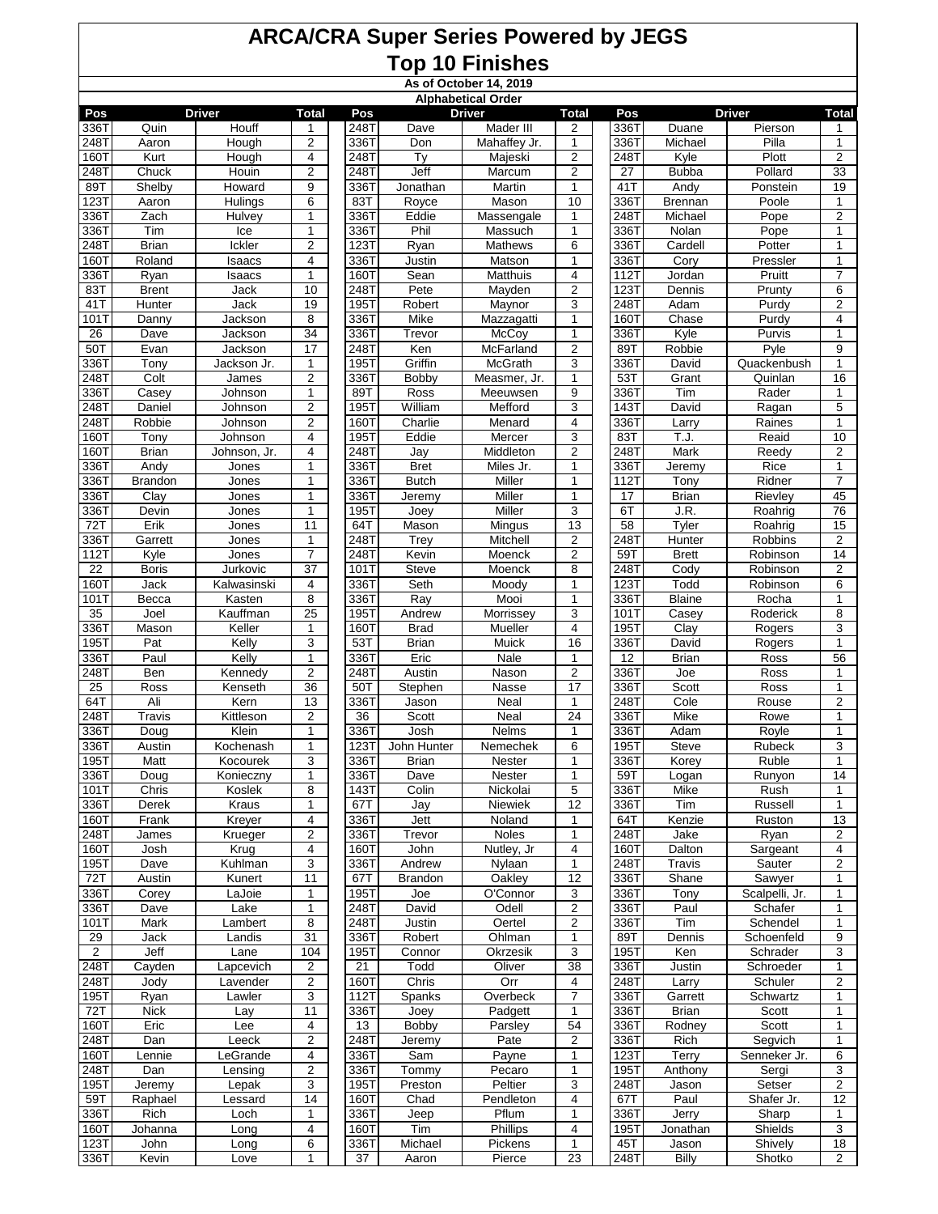# ARCA/CRA Super Series Powered by JEGS

## Top 10 Finishes

**As of October 14, 2019**

**Alphabetical Order**

| Pos | Driver | | Total | Pos | Driver | | Total | Pos | Driver | | Total |
|---|---|---|---|---|---|---|---|---|---|---|---|
| 336T | Quin | Houff | 1 | 248T | Dave | Mader III | 2 | 336T | Duane | Pierson | 1 |
| 248T | Aaron | Hough | 2 | 336T | Don | Mahaffey Jr. | 1 | 336T | Michael | Pilla | 1 |
| 160T | Kurt | Hough | 4 | 248T | Ty | Majeski | 2 | 248T | Kyle | Plott | 2 |
| 248T | Chuck | Houin | 2 | 248T | Jeff | Marcum | 2 | 27 | Bubba | Pollard | 33 |
| 89T | Shelby | Howard | 9 | 336T | Jonathan | Martin | 1 | 41T | Andy | Ponstein | 19 |
| 123T | Aaron | Hulings | 6 | 83T | Royce | Mason | 10 | 336T | Brennan | Poole | 1 |
| 336T | Zach | Hulvey | 1 | 336T | Eddie | Massengale | 1 | 248T | Michael | Pope | 2 |
| 336T | Tim | Ice | 1 | 336T | Phil | Massuch | 1 | 336T | Nolan | Pope | 1 |
| 248T | Brian | Ickler | 2 | 123T | Ryan | Mathews | 6 | 336T | Cardell | Potter | 1 |
| 160T | Roland | Isaacs | 4 | 336T | Justin | Matson | 1 | 336T | Cory | Pressler | 1 |
| 336T | Ryan | Isaacs | 1 | 160T | Sean | Matthuis | 4 | 112T | Jordan | Pruitt | 7 |
| 83T | Brent | Jack | 10 | 248T | Pete | Mayden | 2 | 123T | Dennis | Prunty | 6 |
| 41T | Hunter | Jack | 19 | 195T | Robert | Maynor | 3 | 248T | Adam | Purdy | 2 |
| 101T | Danny | Jackson | 8 | 336T | Mike | Mazzagatti | 1 | 160T | Chase | Purdy | 4 |
| 26 | Dave | Jackson | 34 | 336T | Trevor | McCoy | 1 | 336T | Kyle | Purvis | 1 |
| 50T | Evan | Jackson | 17 | 248T | Ken | McFarland | 2 | 89T | Robbie | Pyle | 9 |
| 336T | Tony | Jackson Jr. | 1 | 195T | Griffin | McGrath | 3 | 336T | David | Quackenbush | 1 |
| 248T | Colt | James | 2 | 336T | Bobby | Measmer, Jr. | 1 | 53T | Grant | Quinlan | 16 |
| 336T | Casey | Johnson | 1 | 89T | Ross | Meeuwsen | 9 | 336T | Tim | Rader | 1 |
| 248T | Daniel | Johnson | 2 | 195T | William | Mefford | 3 | 143T | David | Ragan | 5 |
| 248T | Robbie | Johnson | 2 | 160T | Charlie | Menard | 4 | 336T | Larry | Raines | 1 |
| 160T | Tony | Johnson | 4 | 195T | Eddie | Mercer | 3 | 83T | T.J. | Reaid | 10 |
| 160T | Brian | Johnson, Jr. | 4 | 248T | Jay | Middleton | 2 | 248T | Mark | Reedy | 2 |
| 336T | Andy | Jones | 1 | 336T | Bret | Miles Jr. | 1 | 336T | Jeremy | Rice | 1 |
| 336T | Brandon | Jones | 1 | 336T | Butch | Miller | 1 | 112T | Tony | Ridner | 7 |
| 336T | Clay | Jones | 1 | 336T | Jeremy | Miller | 1 | 17 | Brian | Rievley | 45 |
| 336T | Devin | Jones | 1 | 195T | Joey | Miller | 3 | 6T | J.R. | Roahrig | 76 |
| 72T | Erik | Jones | 11 | 64T | Mason | Mingus | 13 | 58 | Tyler | Roahrig | 15 |
| 336T | Garrett | Jones | 1 | 248T | Trey | Mitchell | 2 | 248T | Hunter | Robbins | 2 |
| 112T | Kyle | Jones | 7 | 248T | Kevin | Moenck | 2 | 59T | Brett | Robinson | 14 |
| 22 | Boris | Jurkovic | 37 | 101T | Steve | Moenck | 8 | 248T | Cody | Robinson | 2 |
| 160T | Jack | Kalwasinski | 4 | 336T | Seth | Moody | 1 | 123T | Todd | Robinson | 6 |
| 101T | Becca | Kasten | 8 | 336T | Ray | Mooi | 1 | 336T | Blaine | Rocha | 1 |
| 35 | Joel | Kauffman | 25 | 195T | Andrew | Morrissey | 3 | 101T | Casey | Roderick | 8 |
| 336T | Mason | Keller | 1 | 160T | Brad | Mueller | 4 | 195T | Clay | Rogers | 3 |
| 195T | Pat | Kelly | 3 | 53T | Brian | Muick | 16 | 336T | David | Rogers | 1 |
| 336T | Paul | Kelly | 1 | 336T | Eric | Nale | 1 | 12 | Brian | Ross | 56 |
| 248T | Ben | Kennedy | 2 | 248T | Austin | Nason | 2 | 336T | Joe | Ross | 1 |
| 25 | Ross | Kenseth | 36 | 50T | Stephen | Nasse | 17 | 336T | Scott | Ross | 1 |
| 64T | Ali | Kern | 13 | 336T | Jason | Neal | 1 | 248T | Cole | Rouse | 2 |
| 248T | Travis | Kittleson | 2 | 36 | Scott | Neal | 24 | 336T | Mike | Rowe | 1 |
| 336T | Doug | Klein | 1 | 336T | Josh | Nelms | 1 | 336T | Adam | Royle | 1 |
| 336T | Austin | Kochenash | 1 | 123T | John Hunter | Nemechek | 6 | 195T | Steve | Rubeck | 3 |
| 195T | Matt | Kocourek | 3 | 336T | Brian | Nester | 1 | 336T | Korey | Ruble | 1 |
| 336T | Doug | Konieczny | 1 | 336T | Dave | Nester | 1 | 59T | Logan | Runyon | 14 |
| 101T | Chris | Koslek | 8 | 143T | Colin | Nickolai | 5 | 336T | Mike | Rush | 1 |
| 336T | Derek | Kraus | 1 | 67T | Jay | Niewiek | 12 | 336T | Tim | Russell | 1 |
| 160T | Frank | Kreyer | 4 | 336T | Jett | Noland | 1 | 64T | Kenzie | Ruston | 13 |
| 248T | James | Krueger | 2 | 336T | Trevor | Noles | 1 | 248T | Jake | Ryan | 2 |
| 160T | Josh | Krug | 4 | 160T | John | Nutley, Jr | 4 | 160T | Dalton | Sargeant | 4 |
| 195T | Dave | Kuhlman | 3 | 336T | Andrew | Nylaan | 1 | 248T | Travis | Sauter | 2 |
| 72T | Austin | Kunert | 11 | 67T | Brandon | Oakley | 12 | 336T | Shane | Sawyer | 1 |
| 336T | Corey | LaJoie | 1 | 195T | Joe | O'Connor | 3 | 336T | Tony | Scalpelli, Jr. | 1 |
| 336T | Dave | Lake | 1 | 248T | David | Odell | 2 | 336T | Paul | Schafer | 1 |
| 101T | Mark | Lambert | 8 | 248T | Justin | Oertel | 2 | 336T | Tim | Schendel | 1 |
| 29 | Jack | Landis | 31 | 336T | Robert | Ohlman | 1 | 89T | Dennis | Schoenfeld | 9 |
| 2 | Jeff | Lane | 104 | 195T | Connor | Okrzesik | 3 | 195T | Ken | Schrader | 3 |
| 248T | Cayden | Lapcevich | 2 | 21 | Todd | Oliver | 38 | 336T | Justin | Schroeder | 1 |
| 248T | Jody | Lavender | 2 | 160T | Chris | Orr | 4 | 248T | Larry | Schuler | 2 |
| 195T | Ryan | Lawler | 3 | 112T | Spanks | Overbeck | 7 | 336T | Garrett | Schwartz | 1 |
| 72T | Nick | Lay | 11 | 336T | Joey | Padgett | 1 | 336T | Brian | Scott | 1 |
| 160T | Eric | Lee | 4 | 13 | Bobby | Parsley | 54 | 336T | Rodney | Scott | 1 |
| 248T | Dan | Leeck | 2 | 248T | Jeremy | Pate | 2 | 336T | Rich | Segvich | 1 |
| 160T | Lennie | LeGrande | 4 | 336T | Sam | Payne | 1 | 123T | Terry | Senneker Jr. | 6 |
| 248T | Dan | Lensing | 2 | 336T | Tommy | Pecaro | 1 | 195T | Anthony | Sergi | 3 |
| 195T | Jeremy | Lepak | 3 | 195T | Preston | Peltier | 3 | 248T | Jason | Setser | 2 |
| 59T | Raphael | Lessard | 14 | 160T | Chad | Pendleton | 4 | 67T | Paul | Shafer Jr. | 12 |
| 336T | Rich | Loch | 1 | 336T | Jeep | Pflum | 1 | 336T | Jerry | Sharp | 1 |
| 160T | Johanna | Long | 4 | 160T | Tim | Phillips | 4 | 195T | Jonathan | Shields | 3 |
| 123T | John | Long | 6 | 336T | Michael | Pickens | 1 | 45T | Jason | Shively | 18 |
| 336T | Kevin | Love | 1 | 37 | Aaron | Pierce | 23 | 248T | Billy | Shotko | 2 |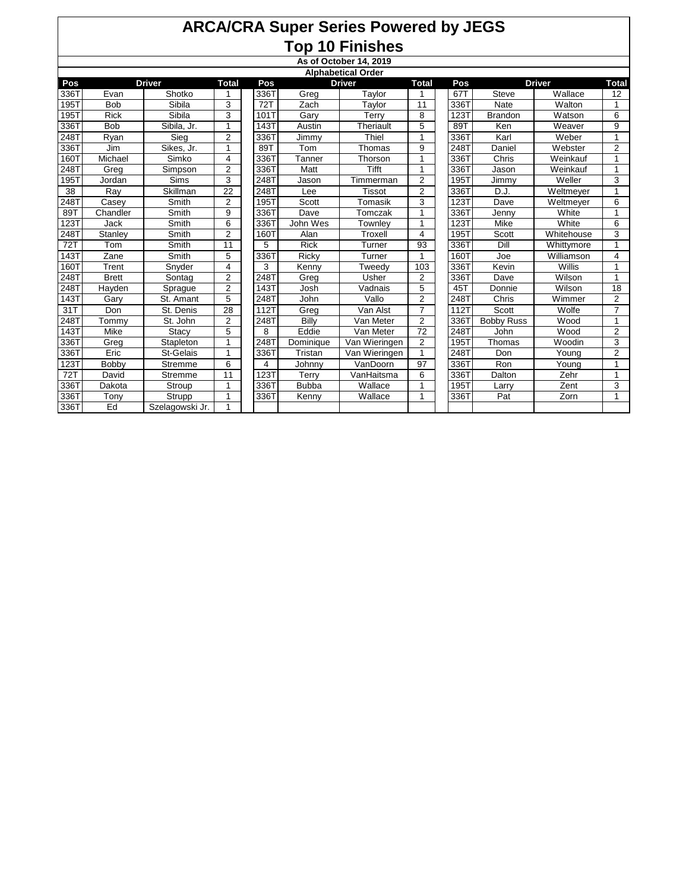# ARCA/CRA Super Series Powered by JEGS

## Top 10 Finishes

**As of October 14, 2019**

**Alphabetical Order**

| Pos | Driver | | Total | | Pos | Driver | | Total | | Pos | Driver | | Total |
|---|---|---|---|---|---|---|---|---|---|---|---|---|---|
| 336T | Evan | Shotko | 1 | | 336T | Greg | Taylor | 1 | | 67T | Steve | Wallace | 12 |
| 195T | Bob | Sibila | 3 | | 72T | Zach | Taylor | 11 | | 336T | Nate | Walton | 1 |
| 195T | Rick | Sibila | 3 | | 101T | Gary | Terry | 8 | | 123T | Brandon | Watson | 6 |
| 336T | Bob | Sibila, Jr. | 1 | | 143T | Austin | Theriault | 5 | | 89T | Ken | Weaver | 9 |
| 248T | Ryan | Sieg | 2 | | 336T | Jimmy | Thiel | 1 | | 336T | Karl | Weber | 1 |
| 336T | Jim | Sikes, Jr. | 1 | | 89T | Tom | Thomas | 9 | | 248T | Daniel | Webster | 2 |
| 160T | Michael | Simko | 4 | | 336T | Tanner | Thorson | 1 | | 336T | Chris | Weinkauf | 1 |
| 248T | Greg | Simpson | 2 | | 336T | Matt | Tifft | 1 | | 336T | Jason | Weinkauf | 1 |
| 195T | Jordan | Sims | 3 | | 248T | Jason | Timmerman | 2 | | 195T | Jimmy | Weller | 3 |
| 38 | Ray | Skillman | 22 | | 248T | Lee | Tissot | 2 | | 336T | D.J. | Weltmeyer | 1 |
| 248T | Casey | Smith | 2 | | 195T | Scott | Tomasik | 3 | | 123T | Dave | Weltmeyer | 6 |
| 89T | Chandler | Smith | 9 | | 336T | Dave | Tomczak | 1 | | 336T | Jenny | White | 1 |
| 123T | Jack | Smith | 6 | | 336T | John Wes | Townley | 1 | | 123T | Mike | White | 6 |
| 248T | Stanley | Smith | 2 | | 160T | Alan | Troxell | 4 | | 195T | Scott | Whitehouse | 3 |
| 72T | Tom | Smith | 11 | | 5 | Rick | Turner | 93 | | 336T | Dill | Whittymore | 1 |
| 143T | Zane | Smith | 5 | | 336T | Ricky | Turner | 1 | | 160T | Joe | Williamson | 4 |
| 160T | Trent | Snyder | 4 | | 3 | Kenny | Tweedy | 103 | | 336T | Kevin | Willis | 1 |
| 248T | Brett | Sontag | 2 | | 248T | Greg | Usher | 2 | | 336T | Dave | Wilson | 1 |
| 248T | Hayden | Sprague | 2 | | 143T | Josh | Vadnais | 5 | | 45T | Donnie | Wilson | 18 |
| 143T | Gary | St. Amant | 5 | | 248T | John | Vallo | 2 | | 248T | Chris | Wimmer | 2 |
| 31T | Don | St. Denis | 28 | | 112T | Greg | Van Alst | 7 | | 112T | Scott | Wolfe | 7 |
| 248T | Tommy | St. John | 2 | | 248T | Billy | Van Meter | 2 | | 336T | Bobby Russ | Wood | 1 |
| 143T | Mike | Stacy | 5 | | 8 | Eddie | Van Meter | 72 | | 248T | John | Wood | 2 |
| 336T | Greg | Stapleton | 1 | | 248T | Dominique | Van Wieringen | 2 | | 195T | Thomas | Woodin | 3 |
| 336T | Eric | St-Gelais | 1 | | 336T | Tristan | Van Wieringen | 1 | | 248T | Don | Young | 2 |
| 123T | Bobby | Stremme | 6 | | 4 | Johnny | VanDoorn | 97 | | 336T | Ron | Young | 1 |
| 72T | David | Stremme | 11 | | 123T | Terry | VanHaitsma | 6 | | 336T | Dalton | Zehr | 1 |
| 336T | Dakota | Stroup | 1 | | 336T | Bubba | Wallace | 1 | | 195T | Larry | Zent | 3 |
| 336T | Tony | Strupp | 1 | | 336T | Kenny | Wallace | 1 | | 336T | Pat | Zorn | 1 |
| 336T | Ed | Szelagowski Jr. | 1 | | | | | | | | | | |